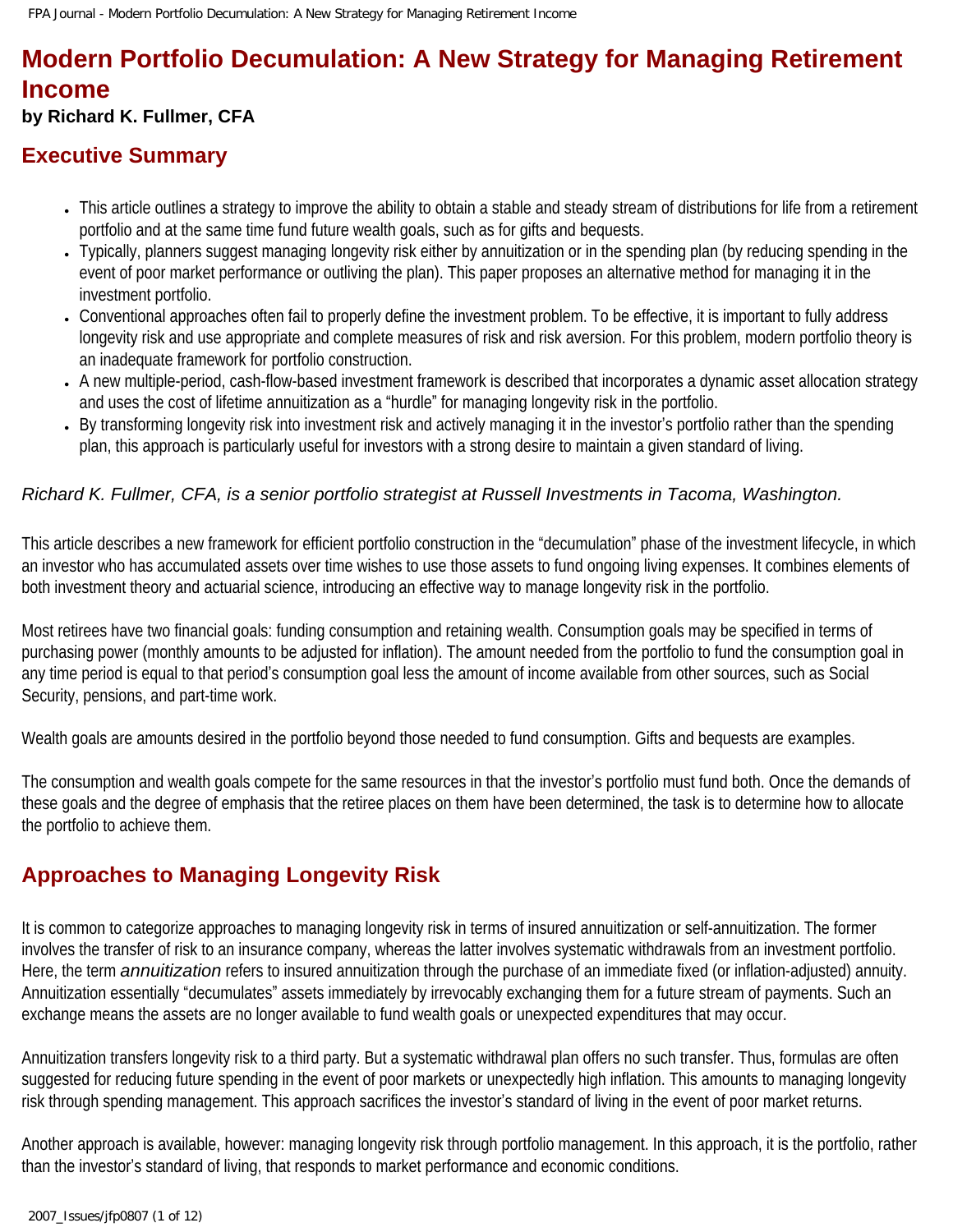# Modern Portfolio Decumulation: A New Strategy for Managing Retirement Income

**by Richard K. Fullmer, CFA**

## Executive Summary

- This article outlines a strategy to improve the ability to obtain a stable and steady stream of distributions for life from a retirement portfolio and at the same time fund future wealth goals, such as for gifts and bequests.
- Typically, planners suggest managing longevity risk either by annuitization or in the spending plan (by reducing spending in the event of poor market performance or outliving the plan). This paper proposes an alternative method for managing it in the investment portfolio.
- Conventional approaches often fail to properly define the investment problem. To be effective, it is important to fully address longevity risk and use appropriate and complete measures of risk and risk aversion. For this problem, modern portfolio theory is an inadequate framework for portfolio construction.
- A new multiple-period, cash-flow-based investment framework is described that incorporates a dynamic asset allocation strategy and uses the cost of lifetime annuitization as a "hurdle" for managing longevity risk in the portfolio.
- By transforming longevity risk into investment risk and actively managing it in the investor's portfolio rather than the spending plan, this approach is particularly useful for investors with a strong desire to maintain a given standard of living.

*Richard K. Fullmer, CFA, is a senior portfolio strategist at Russell Investments in Tacoma, Washington.*

This article describes a new framework for efficient portfolio construction in the "decumulation" phase of the investment lifecycle, in which an investor who has accumulated assets over time wishes to use those assets to fund ongoing living expenses. It combines elements of both investment theory and actuarial science, introducing an effective way to manage longevity risk in the portfolio.

Most retirees have two financial goals: funding consumption and retaining wealth. Consumption goals may be specified in terms of purchasing power (monthly amounts to be adjusted for inflation). The amount needed from the portfolio to fund the consumption goal in any time period is equal to that period's consumption goal less the amount of income available from other sources, such as Social Security, pensions, and part-time work.

Wealth goals are amounts desired in the portfolio beyond those needed to fund consumption. Gifts and bequests are examples.

The consumption and wealth goals compete for the same resources in that the investor's portfolio must fund both. Once the demands of these goals and the degree of emphasis that the retiree places on them have been determined, the task is to determine how to allocate the portfolio to achieve them.

## Approaches to Managing Longevity Risk

It is common to categorize approaches to managing longevity risk in terms of insured annuitization or self-annuitization. The former involves the transfer of risk to an insurance company, whereas the latter involves systematic withdrawals from an investment portfolio. Here, the term *annuitization* refers to insured annuitization through the purchase of an immediate fixed (or inflation-adjusted) annuity. Annuitization essentially "decumulates" assets immediately by irrevocably exchanging them for a future stream of payments. Such an exchange means the assets are no longer available to fund wealth goals or unexpected expenditures that may occur.

Annuitization transfers longevity risk to a third party. But a systematic withdrawal plan offers no such transfer. Thus, formulas are often suggested for reducing future spending in the event of poor markets or unexpectedly high inflation. This amounts to managing longevity risk through spending management. This approach sacrifices the investor's standard of living in the event of poor market returns.

Another approach is available, however: managing longevity risk through portfolio management. In this approach, it is the portfolio, rather than the investor's standard of living, that responds to market performance and economic conditions.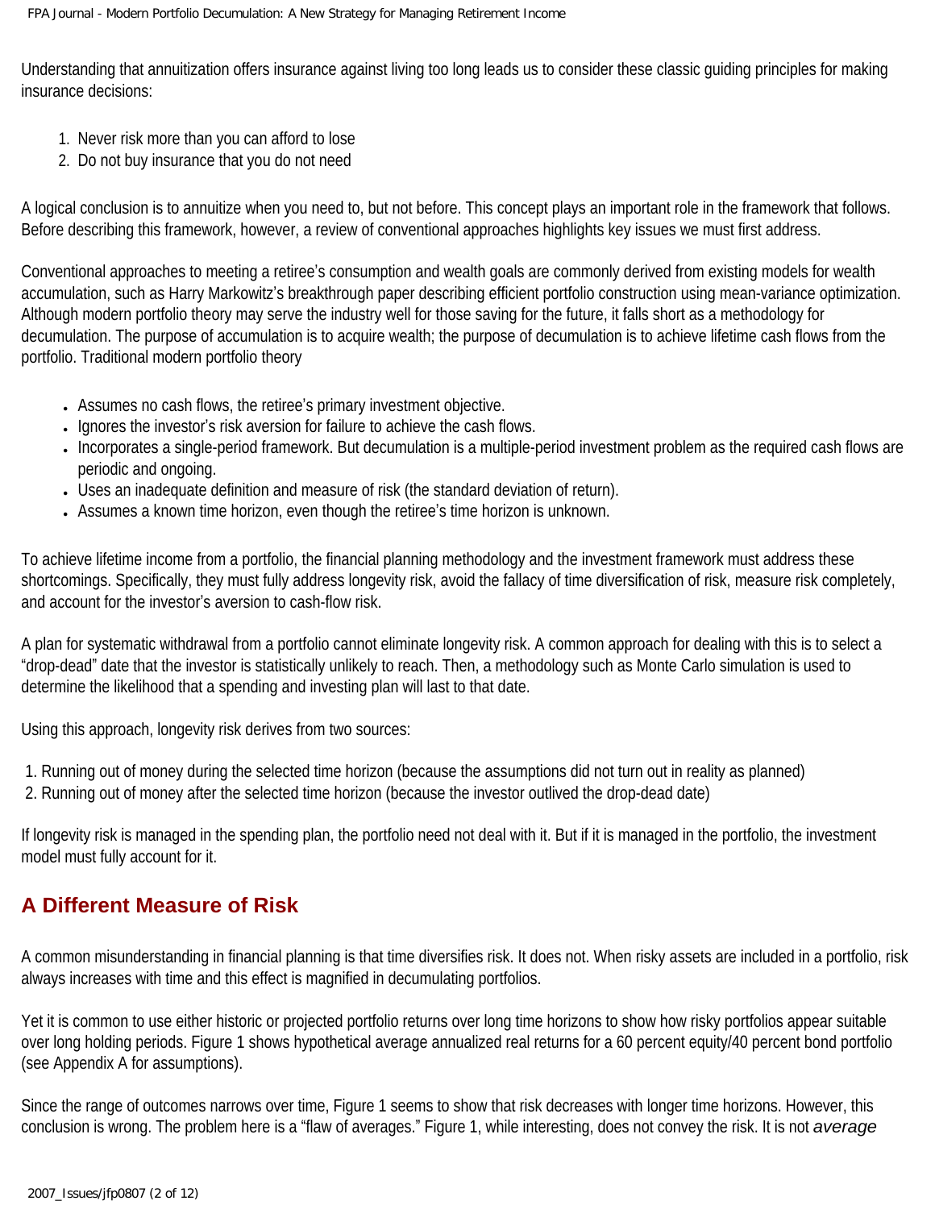Understanding that annuitization offers insurance against living too long leads us to consider these classic guiding principles for making insurance decisions:

1. Never risk more than you can afford to lose
2. Do not buy insurance that you do not need

A logical conclusion is to annuitize when you need to, but not before. This concept plays an important role in the framework that follows. Before describing this framework, however, a review of conventional approaches highlights key issues we must first address.

Conventional approaches to meeting a retiree's consumption and wealth goals are commonly derived from existing models for wealth accumulation, such as Harry Markowitz's breakthrough paper describing efficient portfolio construction using mean-variance optimization. Although modern portfolio theory may serve the industry well for those saving for the future, it falls short as a methodology for decumulation. The purpose of accumulation is to acquire wealth; the purpose of decumulation is to achieve lifetime cash flows from the portfolio. Traditional modern portfolio theory

- Assumes no cash flows, the retiree's primary investment objective.
- Ignores the investor's risk aversion for failure to achieve the cash flows.
- Incorporates a single-period framework. But decumulation is a multiple-period investment problem as the required cash flows are periodic and ongoing.
- Uses an inadequate definition and measure of risk (the standard deviation of return).
- Assumes a known time horizon, even though the retiree's time horizon is unknown.

To achieve lifetime income from a portfolio, the financial planning methodology and the investment framework must address these shortcomings. Specifically, they must fully address longevity risk, avoid the fallacy of time diversification of risk, measure risk completely, and account for the investor's aversion to cash-flow risk.

A plan for systematic withdrawal from a portfolio cannot eliminate longevity risk. A common approach for dealing with this is to select a "drop-dead" date that the investor is statistically unlikely to reach. Then, a methodology such as Monte Carlo simulation is used to determine the likelihood that a spending and investing plan will last to that date.

Using this approach, longevity risk derives from two sources:

1. Running out of money during the selected time horizon (because the assumptions did not turn out in reality as planned)
2. Running out of money after the selected time horizon (because the investor outlived the drop-dead date)

If longevity risk is managed in the spending plan, the portfolio need not deal with it. But if it is managed in the portfolio, the investment model must fully account for it.

## A Different Measure of Risk

A common misunderstanding in financial planning is that time diversifies risk. It does not. When risky assets are included in a portfolio, risk always increases with time and this effect is magnified in decumulating portfolios.

Yet it is common to use either historic or projected portfolio returns over long time horizons to show how risky portfolios appear suitable over long holding periods. Figure 1 shows hypothetical average annualized real returns for a 60 percent equity/40 percent bond portfolio (see Appendix A for assumptions).

Since the range of outcomes narrows over time, Figure 1 seems to show that risk decreases with longer time horizons. However, this conclusion is wrong. The problem here is a "flaw of averages." Figure 1, while interesting, does not convey the risk. It is not *average*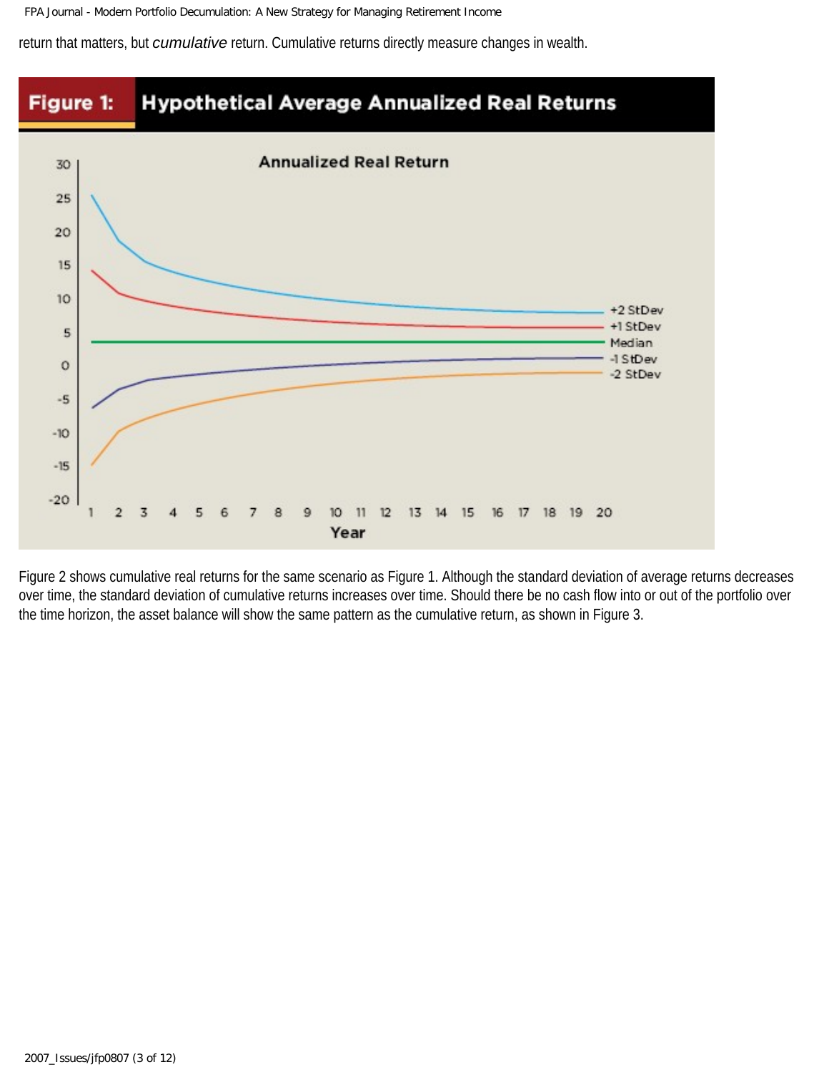return that matters, but *cumulative* return. Cumulative returns directly measure changes in wealth.

**Figure 1: Hypothetical Average Annualized Real Returns**

Figure 2 shows cumulative real returns for the same scenario as Figure 1. Although the standard deviation of average returns decreases over time, the standard deviation of cumulative returns increases over time. Should there be no cash flow into or out of the portfolio over the time horizon, the asset balance will show the same pattern as the cumulative return, as shown in Figure 3.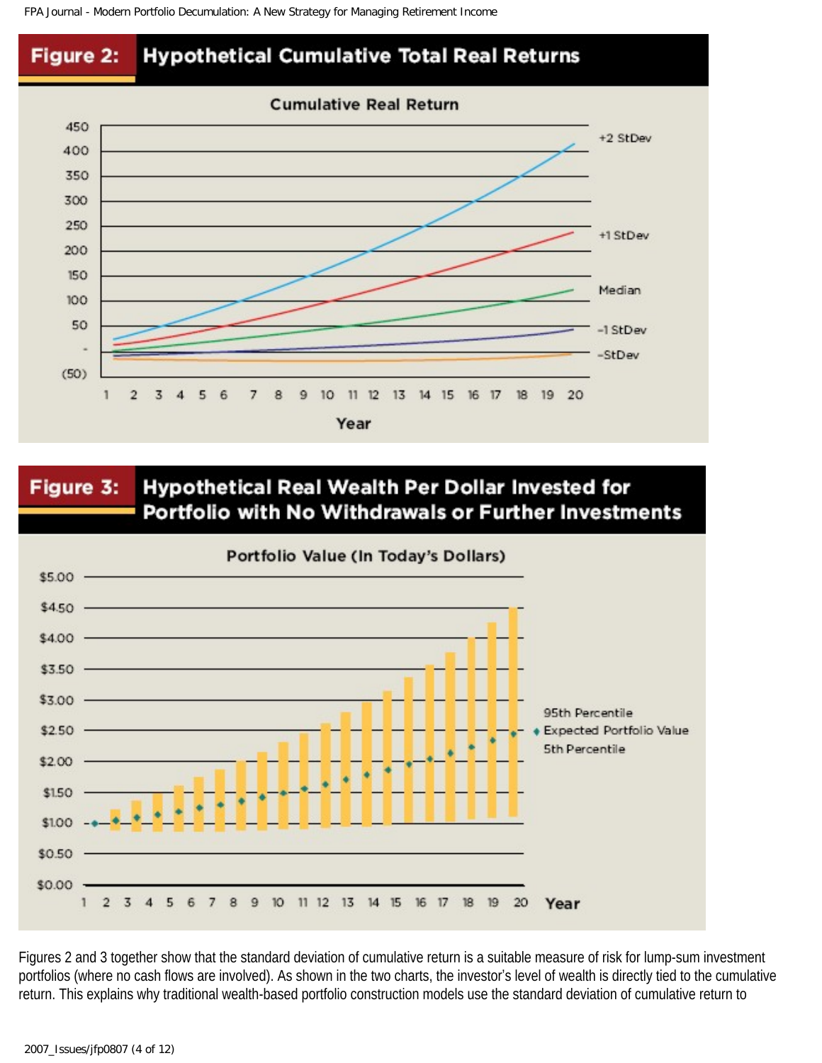**Figure 2: Hypothetical Cumulative Total Real Returns**

**Figure 3: Hypothetical Real Wealth Per Dollar Invested for Portfolio with No Withdrawals or Further Investments**

Figures 2 and 3 together show that the standard deviation of cumulative return is a suitable measure of risk for lump-sum investment portfolios (where no cash flows are involved). As shown in the two charts, the investor's level of wealth is directly tied to the cumulative return. This explains why traditional wealth-based portfolio construction models use the standard deviation of cumulative return to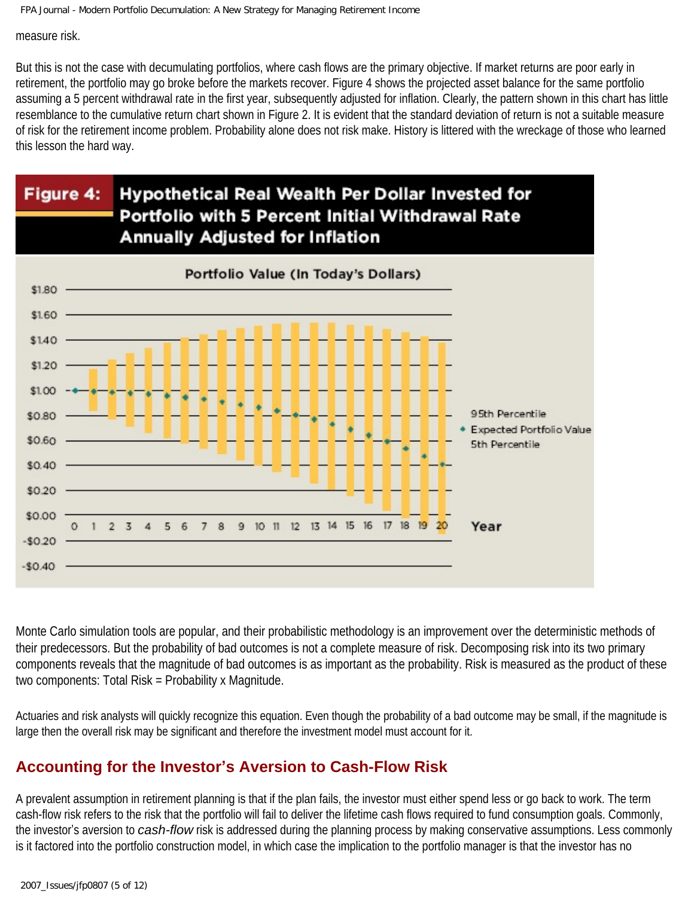measure risk.

But this is not the case with decumulating portfolios, where cash flows are the primary objective. If market returns are poor early in retirement, the portfolio may go broke before the markets recover. Figure 4 shows the projected asset balance for the same portfolio assuming a 5 percent withdrawal rate in the first year, subsequently adjusted for inflation. Clearly, the pattern shown in this chart has little resemblance to the cumulative return chart shown in Figure 2. It is evident that the standard deviation of return is not a suitable measure of risk for the retirement income problem. Probability alone does not risk make. History is littered with the wreckage of those who learned this lesson the hard way.

**Figure 4: Hypothetical Real Wealth Per Dollar Invested for Portfolio with 5 Percent Initial Withdrawal Rate Annually Adjusted for Inflation**

Monte Carlo simulation tools are popular, and their probabilistic methodology is an improvement over the deterministic methods of their predecessors. But the probability of bad outcomes is not a complete measure of risk. Decomposing risk into its two primary components reveals that the magnitude of bad outcomes is as important as the probability. Risk is measured as the product of these two components: Total Risk = Probability x Magnitude.

Actuaries and risk analysts will quickly recognize this equation. Even though the probability of a bad outcome may be small, if the magnitude is large then the overall risk may be significant and therefore the investment model must account for it.

## Accounting for the Investor's Aversion to Cash-Flow Risk

A prevalent assumption in retirement planning is that if the plan fails, the investor must either spend less or go back to work. The term cash-flow risk refers to the risk that the portfolio will fail to deliver the lifetime cash flows required to fund consumption goals. Commonly, the investor's aversion to *cash-flow* risk is addressed during the planning process by making conservative assumptions. Less commonly is it factored into the portfolio construction model, in which case the implication to the portfolio manager is that the investor has no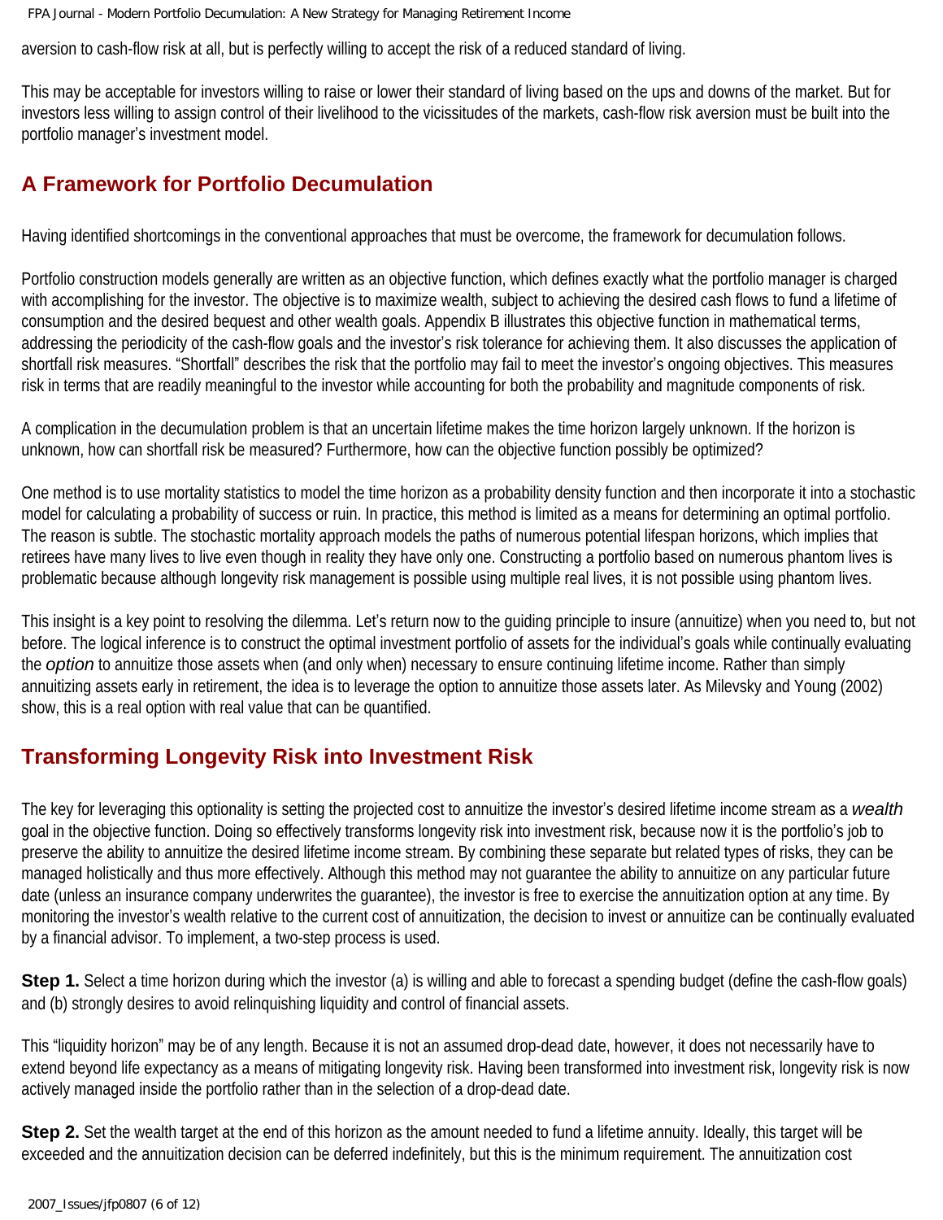aversion to cash-flow risk at all, but is perfectly willing to accept the risk of a reduced standard of living.

This may be acceptable for investors willing to raise or lower their standard of living based on the ups and downs of the market. But for investors less willing to assign control of their livelihood to the vicissitudes of the markets, cash-flow risk aversion must be built into the portfolio manager's investment model.

## A Framework for Portfolio Decumulation

Having identified shortcomings in the conventional approaches that must be overcome, the framework for decumulation follows.

Portfolio construction models generally are written as an objective function, which defines exactly what the portfolio manager is charged with accomplishing for the investor. The objective is to maximize wealth, subject to achieving the desired cash flows to fund a lifetime of consumption and the desired bequest and other wealth goals. Appendix B illustrates this objective function in mathematical terms, addressing the periodicity of the cash-flow goals and the investor's risk tolerance for achieving them. It also discusses the application of shortfall risk measures. "Shortfall" describes the risk that the portfolio may fail to meet the investor's ongoing objectives. This measures risk in terms that are readily meaningful to the investor while accounting for both the probability and magnitude components of risk.

A complication in the decumulation problem is that an uncertain lifetime makes the time horizon largely unknown. If the horizon is unknown, how can shortfall risk be measured? Furthermore, how can the objective function possibly be optimized?

One method is to use mortality statistics to model the time horizon as a probability density function and then incorporate it into a stochastic model for calculating a probability of success or ruin. In practice, this method is limited as a means for determining an optimal portfolio. The reason is subtle. The stochastic mortality approach models the paths of numerous potential lifespan horizons, which implies that retirees have many lives to live even though in reality they have only one. Constructing a portfolio based on numerous phantom lives is problematic because although longevity risk management is possible using multiple real lives, it is not possible using phantom lives.

This insight is a key point to resolving the dilemma. Let's return now to the guiding principle to insure (annuitize) when you need to, but not before. The logical inference is to construct the optimal investment portfolio of assets for the individual's goals while continually evaluating the *option* to annuitize those assets when (and only when) necessary to ensure continuing lifetime income. Rather than simply annuitizing assets early in retirement, the idea is to leverage the option to annuitize those assets later. As Milevsky and Young (2002) show, this is a real option with real value that can be quantified.

## Transforming Longevity Risk into Investment Risk

The key for leveraging this optionality is setting the projected cost to annuitize the investor's desired lifetime income stream as a *wealth* goal in the objective function. Doing so effectively transforms longevity risk into investment risk, because now it is the portfolio's job to preserve the ability to annuitize the desired lifetime income stream. By combining these separate but related types of risks, they can be managed holistically and thus more effectively. Although this method may not guarantee the ability to annuitize on any particular future date (unless an insurance company underwrites the guarantee), the investor is free to exercise the annuitization option at any time. By monitoring the investor's wealth relative to the current cost of annuitization, the decision to invest or annuitize can be continually evaluated by a financial advisor. To implement, a two-step process is used.

**Step 1.** Select a time horizon during which the investor (a) is willing and able to forecast a spending budget (define the cash-flow goals) and (b) strongly desires to avoid relinquishing liquidity and control of financial assets.

This "liquidity horizon" may be of any length. Because it is not an assumed drop-dead date, however, it does not necessarily have to extend beyond life expectancy as a means of mitigating longevity risk. Having been transformed into investment risk, longevity risk is now actively managed inside the portfolio rather than in the selection of a drop-dead date.

**Step 2.** Set the wealth target at the end of this horizon as the amount needed to fund a lifetime annuity. Ideally, this target will be exceeded and the annuitization decision can be deferred indefinitely, but this is the minimum requirement. The annuitization cost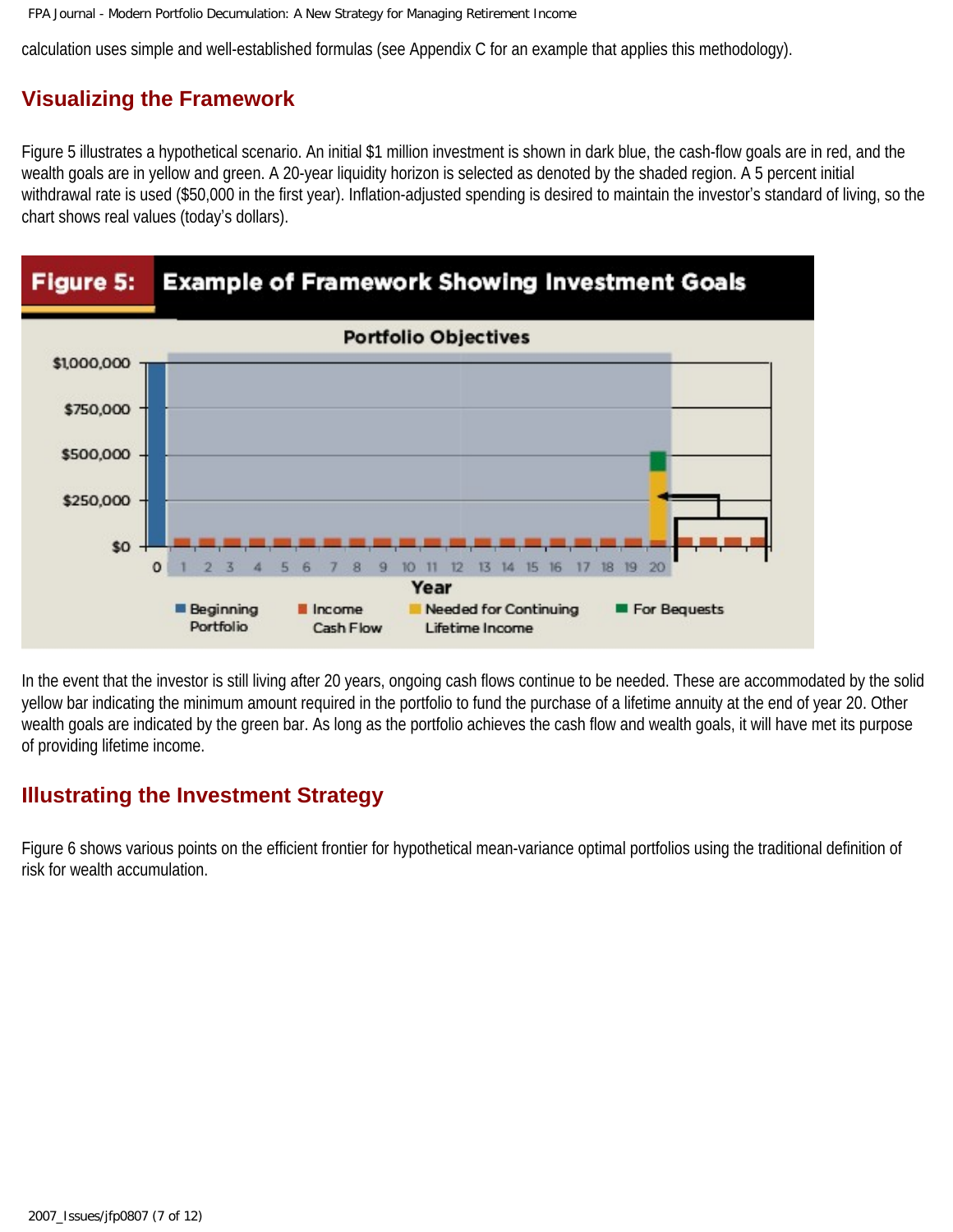calculation uses simple and well-established formulas (see Appendix C for an example that applies this methodology).

## Visualizing the Framework

Figure 5 illustrates a hypothetical scenario. An initial $1 million investment is shown in dark blue, the cash-flow goals are in red, and the wealth goals are in yellow and green. A 20-year liquidity horizon is selected as denoted by the shaded region. A 5 percent initial withdrawal rate is used ($50,000 in the first year). Inflation-adjusted spending is desired to maintain the investor's standard of living, so the chart shows real values (today's dollars).

**Figure 5: Example of Framework Showing Investment Goals**

In the event that the investor is still living after 20 years, ongoing cash flows continue to be needed. These are accommodated by the solid yellow bar indicating the minimum amount required in the portfolio to fund the purchase of a lifetime annuity at the end of year 20. Other wealth goals are indicated by the green bar. As long as the portfolio achieves the cash flow and wealth goals, it will have met its purpose of providing lifetime income.

## Illustrating the Investment Strategy

Figure 6 shows various points on the efficient frontier for hypothetical mean-variance optimal portfolios using the traditional definition of risk for wealth accumulation.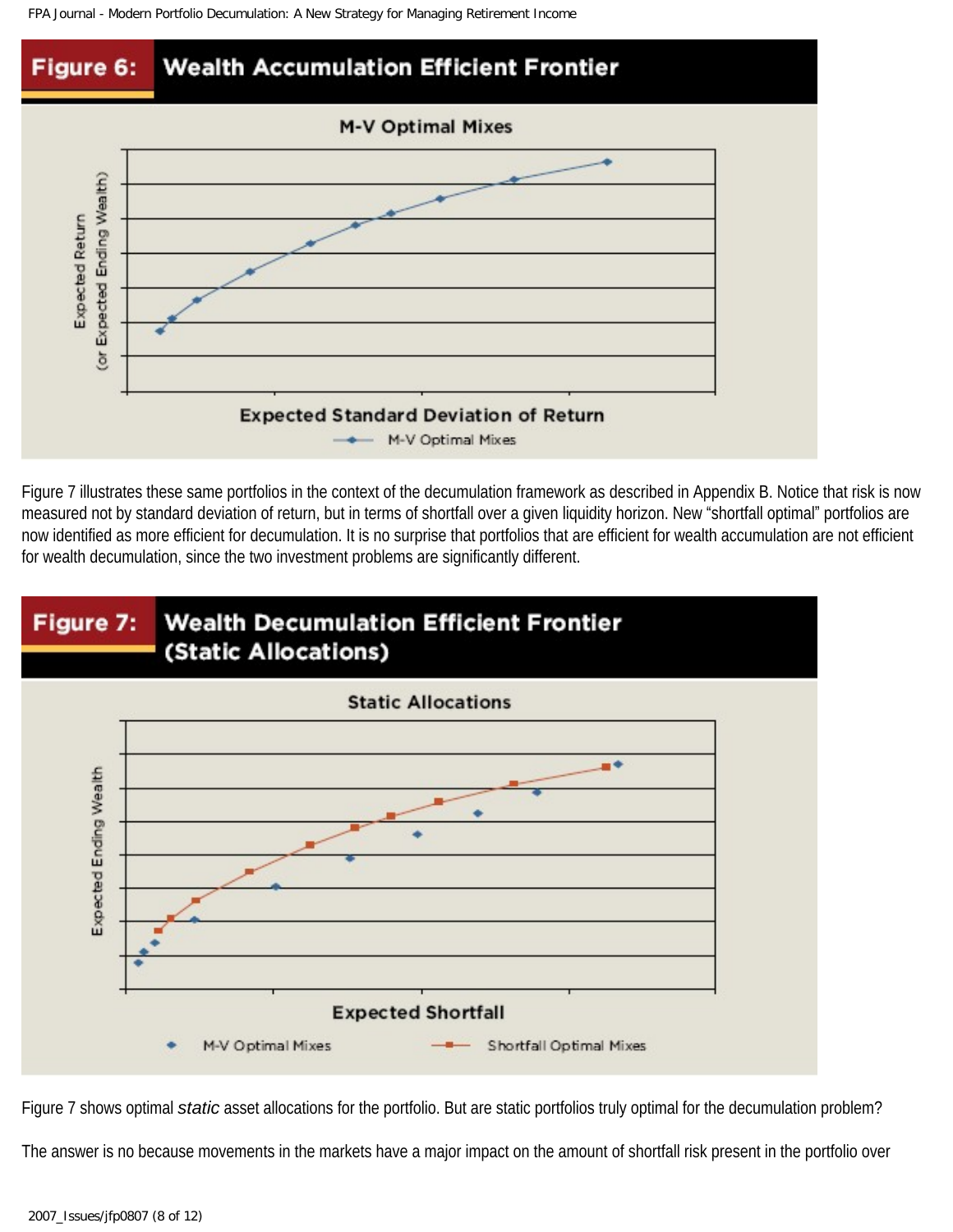**Figure 6: Wealth Accumulation Efficient Frontier**

Figure 7 illustrates these same portfolios in the context of the decumulation framework as described in Appendix B. Notice that risk is now measured not by standard deviation of return, but in terms of shortfall over a given liquidity horizon. New "shortfall optimal" portfolios are now identified as more efficient for decumulation. It is no surprise that portfolios that are efficient for wealth accumulation are not efficient for wealth decumulation, since the two investment problems are significantly different.

**Figure 7: Wealth Decumulation Efficient Frontier (Static Allocations)**

Figure 7 shows optimal *static* asset allocations for the portfolio. But are static portfolios truly optimal for the decumulation problem?

The answer is no because movements in the markets have a major impact on the amount of shortfall risk present in the portfolio over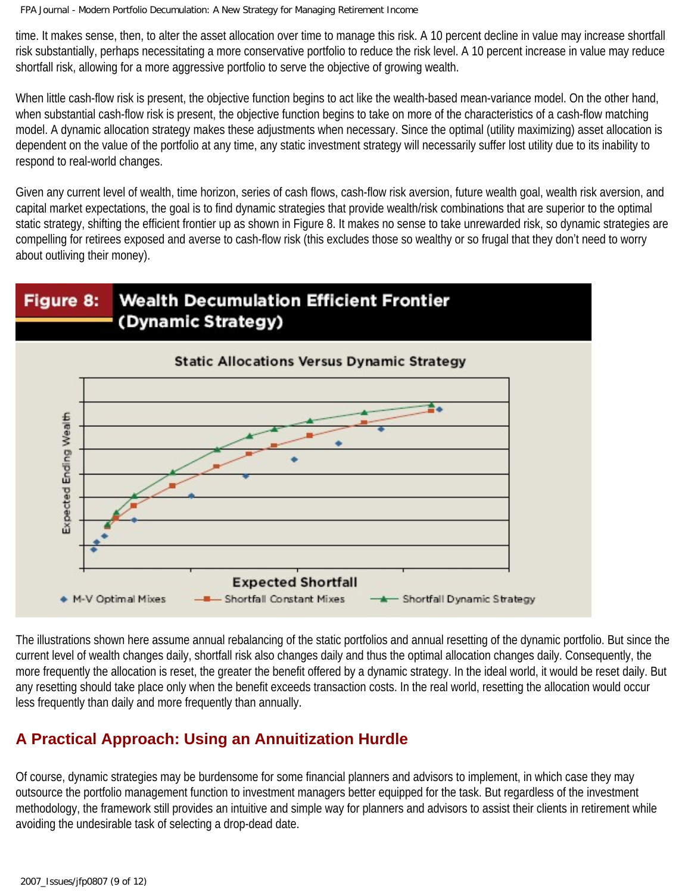time. It makes sense, then, to alter the asset allocation over time to manage this risk. A 10 percent decline in value may increase shortfall risk substantially, perhaps necessitating a more conservative portfolio to reduce the risk level. A 10 percent increase in value may reduce shortfall risk, allowing for a more aggressive portfolio to serve the objective of growing wealth.

When little cash-flow risk is present, the objective function begins to act like the wealth-based mean-variance model. On the other hand, when substantial cash-flow risk is present, the objective function begins to take on more of the characteristics of a cash-flow matching model. A dynamic allocation strategy makes these adjustments when necessary. Since the optimal (utility maximizing) asset allocation is dependent on the value of the portfolio at any time, any static investment strategy will necessarily suffer lost utility due to its inability to respond to real-world changes.

Given any current level of wealth, time horizon, series of cash flows, cash-flow risk aversion, future wealth goal, wealth risk aversion, and capital market expectations, the goal is to find dynamic strategies that provide wealth/risk combinations that are superior to the optimal static strategy, shifting the efficient frontier up as shown in Figure 8. It makes no sense to take unrewarded risk, so dynamic strategies are compelling for retirees exposed and averse to cash-flow risk (this excludes those so wealthy or so frugal that they don't need to worry about outliving their money).

**Figure 8: Wealth Decumulation Efficient Frontier (Dynamic Strategy)**

The illustrations shown here assume annual rebalancing of the static portfolios and annual resetting of the dynamic portfolio. But since the current level of wealth changes daily, shortfall risk also changes daily and thus the optimal allocation changes daily. Consequently, the more frequently the allocation is reset, the greater the benefit offered by a dynamic strategy. In the ideal world, it would be reset daily. But any resetting should take place only when the benefit exceeds transaction costs. In the real world, resetting the allocation would occur less frequently than daily and more frequently than annually.

## A Practical Approach: Using an Annuitization Hurdle

Of course, dynamic strategies may be burdensome for some financial planners and advisors to implement, in which case they may outsource the portfolio management function to investment managers better equipped for the task. But regardless of the investment methodology, the framework still provides an intuitive and simple way for planners and advisors to assist their clients in retirement while avoiding the undesirable task of selecting a drop-dead date.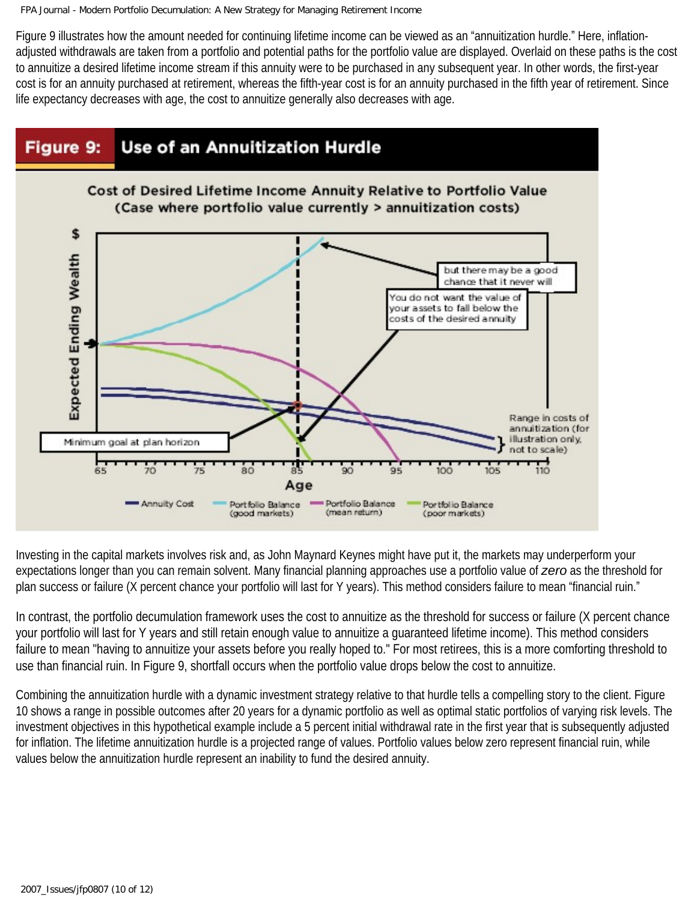Figure 9 illustrates how the amount needed for continuing lifetime income can be viewed as an "annuitization hurdle." Here, inflation-adjusted withdrawals are taken from a portfolio and potential paths for the portfolio value are displayed. Overlaid on these paths is the cost to annuitize a desired lifetime income stream if this annuity were to be purchased in any subsequent year. In other words, the first-year cost is for an annuity purchased at retirement, whereas the fifth-year cost is for an annuity purchased in the fifth year of retirement. Since life expectancy decreases with age, the cost to annuitize generally also decreases with age.

**Figure 9: Use of an Annuitization Hurdle**

Cost of Desired Lifetime Income Annuity Relative to Portfolio Value
(Case where portfolio value currently > annuitization costs)

$

Expected Ending Wealth

but there may be a good chance that it never will

You do not want the value of your assets to fall below the costs of the desired annuity

Minimum goal at plan horizon

Range in costs of annuitization (for illustration only, not to scale)

65 70 75 80 85 90 95 100 105 110

Age

Annuity Cost
Portfolio Balance (good markets)
Portfolio Balance (mean return)
Portfolio Balance (poor markets)

Investing in the capital markets involves risk and, as John Maynard Keynes might have put it, the markets may underperform your expectations longer than you can remain solvent. Many financial planning approaches use a portfolio value of *zero* as the threshold for plan success or failure (X percent chance your portfolio will last for Y years). This method considers failure to mean "financial ruin."

In contrast, the portfolio decumulation framework uses the cost to annuitize as the threshold for success or failure (X percent chance your portfolio will last for Y years and still retain enough value to annuitize a guaranteed lifetime income). This method considers failure to mean "having to annuitize your assets before you really hoped to." For most retirees, this is a more comforting threshold to use than financial ruin. In Figure 9, shortfall occurs when the portfolio value drops below the cost to annuitize.

Combining the annuitization hurdle with a dynamic investment strategy relative to that hurdle tells a compelling story to the client. Figure 10 shows a range in possible outcomes after 20 years for a dynamic portfolio as well as optimal static portfolios of varying risk levels. The investment objectives in this hypothetical example include a 5 percent initial withdrawal rate in the first year that is subsequently adjusted for inflation. The lifetime annuitization hurdle is a projected range of values. Portfolio values below zero represent financial ruin, while values below the annuitization hurdle represent an inability to fund the desired annuity.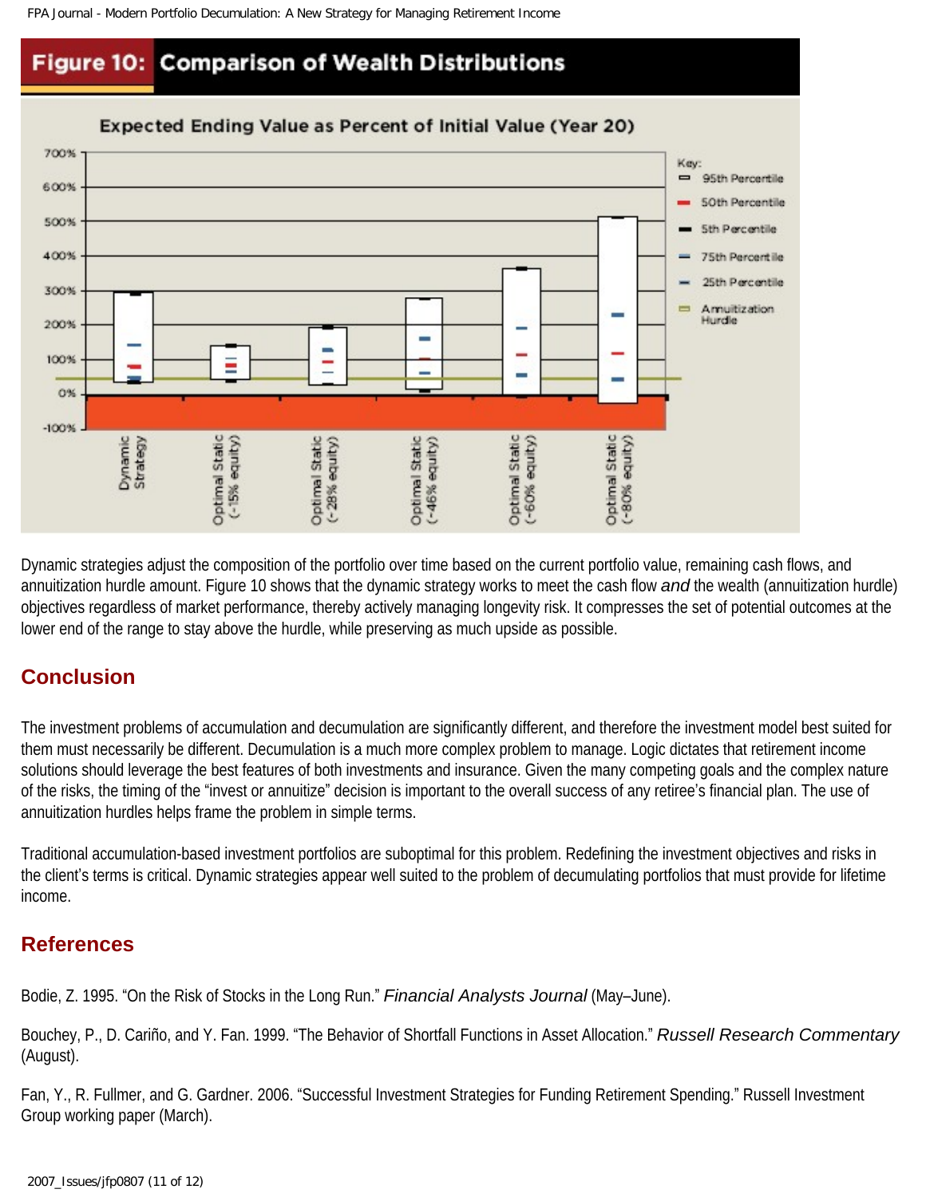**Figure 10: Comparison of Wealth Distributions**

Dynamic strategies adjust the composition of the portfolio over time based on the current portfolio value, remaining cash flows, and annuitization hurdle amount. Figure 10 shows that the dynamic strategy works to meet the cash flow *and* the wealth (annuitization hurdle) objectives regardless of market performance, thereby actively managing longevity risk. It compresses the set of potential outcomes at the lower end of the range to stay above the hurdle, while preserving as much upside as possible.

## Conclusion

The investment problems of accumulation and decumulation are significantly different, and therefore the investment model best suited for them must necessarily be different. Decumulation is a much more complex problem to manage. Logic dictates that retirement income solutions should leverage the best features of both investments and insurance. Given the many competing goals and the complex nature of the risks, the timing of the "invest or annuitize" decision is important to the overall success of any retiree's financial plan. The use of annuitization hurdles helps frame the problem in simple terms.

Traditional accumulation-based investment portfolios are suboptimal for this problem. Redefining the investment objectives and risks in the client's terms is critical. Dynamic strategies appear well suited to the problem of decumulating portfolios that must provide for lifetime income.

## References

Bodie, Z. 1995. "On the Risk of Stocks in the Long Run." *Financial Analysts Journal* (May–June).

Bouchey, P., D. Cariño, and Y. Fan. 1999. "The Behavior of Shortfall Functions in Asset Allocation." *Russell Research Commentary* (August).

Fan, Y., R. Fullmer, and G. Gardner. 2006. "Successful Investment Strategies for Funding Retirement Spending." Russell Investment Group working paper (March).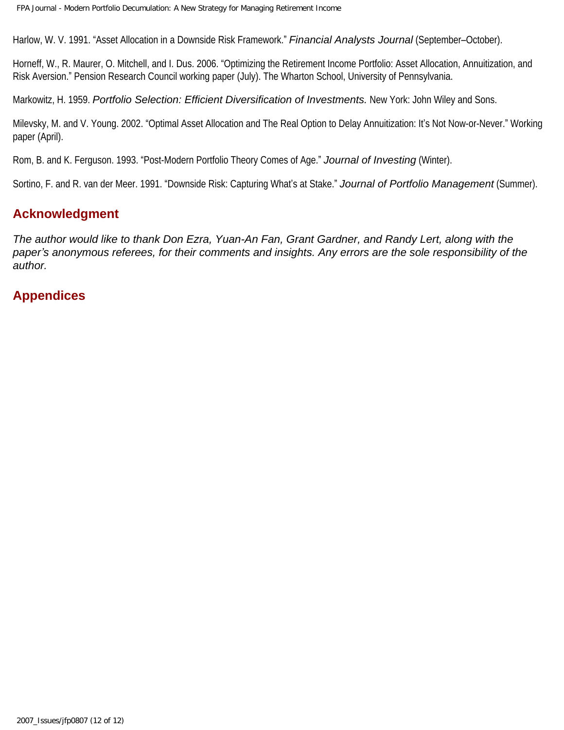Harlow, W. V. 1991. "Asset Allocation in a Downside Risk Framework." *Financial Analysts Journal* (September–October).

Horneff, W., R. Maurer, O. Mitchell, and I. Dus. 2006. "Optimizing the Retirement Income Portfolio: Asset Allocation, Annuitization, and Risk Aversion." Pension Research Council working paper (July). The Wharton School, University of Pennsylvania.

Markowitz, H. 1959. *Portfolio Selection: Efficient Diversification of Investments.* New York: John Wiley and Sons.

Milevsky, M. and V. Young. 2002. "Optimal Asset Allocation and The Real Option to Delay Annuitization: It's Not Now-or-Never." Working paper (April).

Rom, B. and K. Ferguson. 1993. "Post-Modern Portfolio Theory Comes of Age." *Journal of Investing* (Winter).

Sortino, F. and R. van der Meer. 1991. "Downside Risk: Capturing What's at Stake." *Journal of Portfolio Management* (Summer).

## Acknowledgment

*The author would like to thank Don Ezra, Yuan-An Fan, Grant Gardner, and Randy Lert, along with the paper's anonymous referees, for their comments and insights. Any errors are the sole responsibility of the author.*

## Appendices